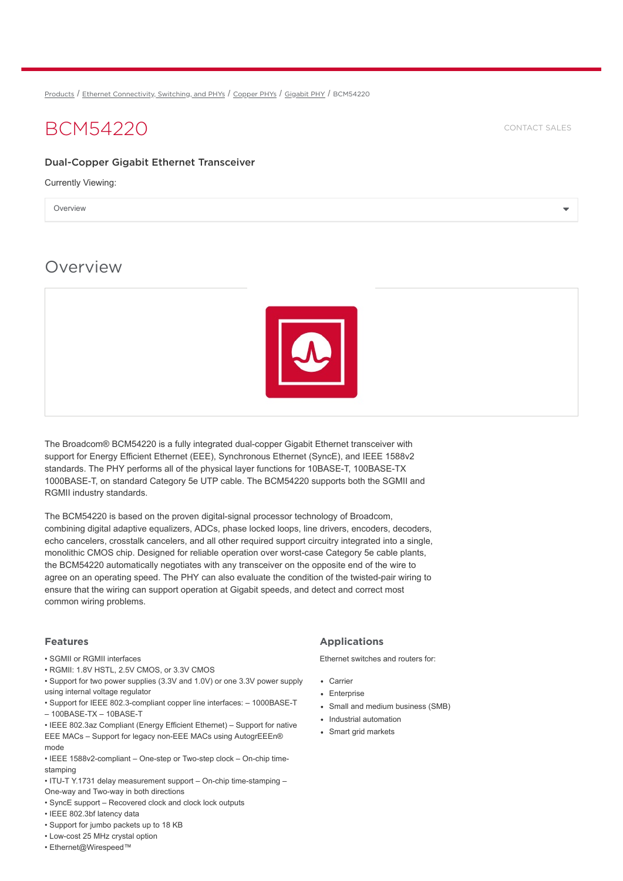Products / Ethernet Connectivity, Switching, and PHYs / Copper PHYs / Gigabit PHY / BCM54220

# BCM54220

CONTACT SALES

### Dual-Copper Gigabit Ethernet Transceiver

Currently Viewing:

Overview

## Overview

The Broadcom® BCM54220 is a fully integrated dual-copper Gigabit Ethernet transceiver with support for Energy Efficient Ethernet (EEE), Synchronous Ethernet (SyncE), and IEEE 1588v2 standards. The PHY performs all of the physical layer functions for 10BASE-T, 100BASE-TX 1000BASE-T, on standard Category 5e UTP cable. The BCM54220 supports both the SGMII and RGMII industry standards.

The BCM54220 is based on the proven digital-signal processor technology of Broadcom, combining digital adaptive equalizers, ADCs, phase locked loops, line drivers, encoders, decoders, echo cancelers, crosstalk cancelers, and all other required support circuitry integrated into a single, monolithic CMOS chip. Designed for reliable operation over worst-case Category 5e cable plants, the BCM54220 automatically negotiates with any transceiver on the opposite end of the wire to agree on an operating speed. The PHY can also evaluate the condition of the twisted-pair wiring to ensure that the wiring can support operation at Gigabit speeds, and detect and correct most common wiring problems.

### Features

- SGMII or RGMII interfaces
- RGMII: 1.8V HSTL, 2.5V CMOS, or 3.3V CMOS
- Support for two power supplies (3.3V and 1.0V) or one 3.3V power supply using internal voltage regulator
- Support for IEEE 802.3-compliant copper line interfaces: – 1000BASE-T – 100BASE-TX – 10BASE-T
- IEEE 802.3az Compliant (Energy Efficient Ethernet) – Support for native EEE MACs – Support for legacy non-EEE MACs using AutogrEEEn® mode
- IEEE 1588v2-compliant – One-step or Two-step clock – On-chip time-stamping
- ITU-T Y.1731 delay measurement support – On-chip time-stamping – One-way and Two-way in both directions
- SyncE support – Recovered clock and clock lock outputs
- IEEE 802.3bf latency data
- Support for jumbo packets up to 18 KB
- Low-cost 25 MHz crystal option
- Ethernet@Wirespeed™

### Applications

Ethernet switches and routers for:

- Carrier
- Enterprise
- Small and medium business (SMB)
- Industrial automation
- Smart grid markets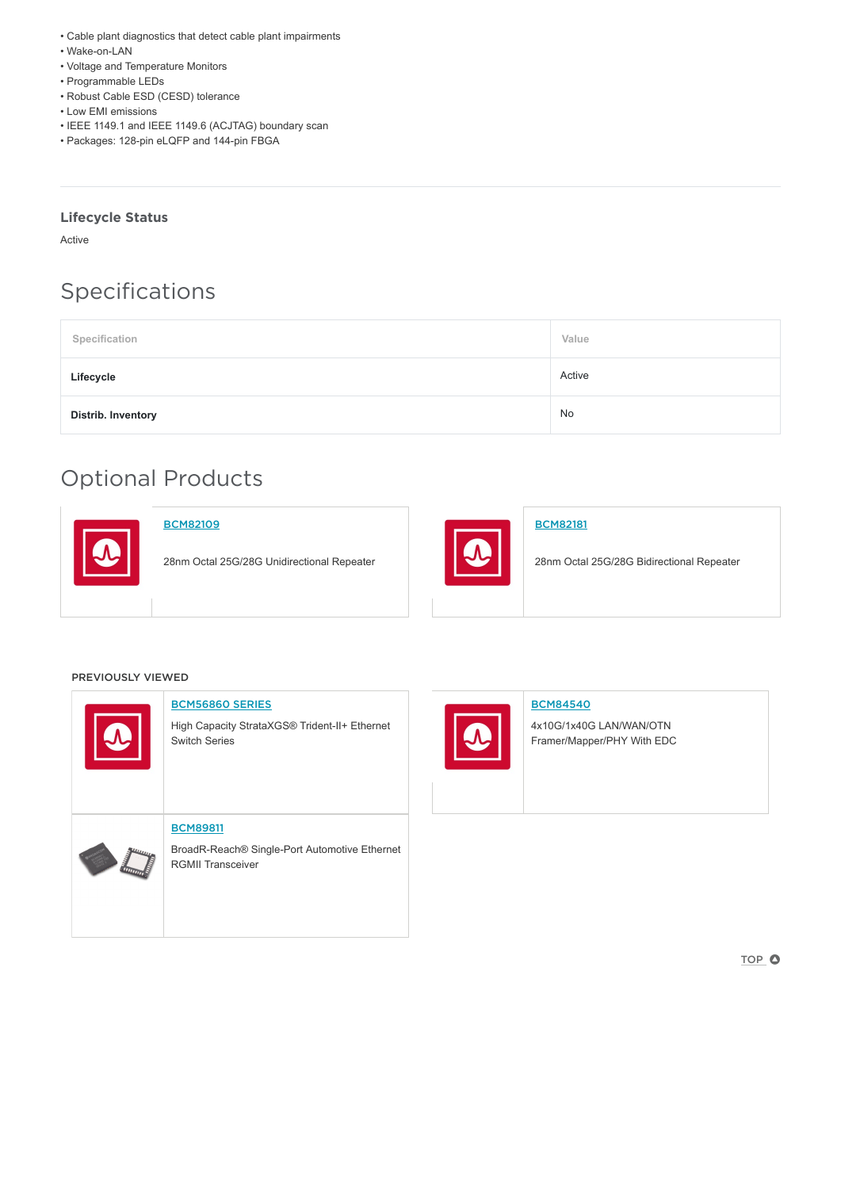- Cable plant diagnostics that detect cable plant impairments
- Wake-on-LAN
- Voltage and Temperature Monitors
- Programmable LEDs
- Robust Cable ESD (CESD) tolerance
- Low EMI emissions
- IEEE 1149.1 and IEEE 1149.6 (ACJTAG) boundary scan
- Packages: 128-pin eLQFP and 144-pin FBGA

### Lifecycle Status

Active

## Specifications

| Specification | Value |
|---|---|
| **Lifecycle** | Active |
| **Distrib. Inventory** | No |

## Optional Products

**BCM82109**

28nm Octal 25G/28G Unidirectional Repeater

**BCM82181**

28nm Octal 25G/28G Bidirectional Repeater

### PREVIOUSLY VIEWED

**BCM56860 SERIES**

High Capacity StrataXGS® Trident-II+ Ethernet Switch Series

**BCM84540**

4x10G/1x40G LAN/WAN/OTN Framer/Mapper/PHY With EDC

**BCM89811**

BroadR-Reach® Single-Port Automotive Ethernet RGMII Transceiver

TOP